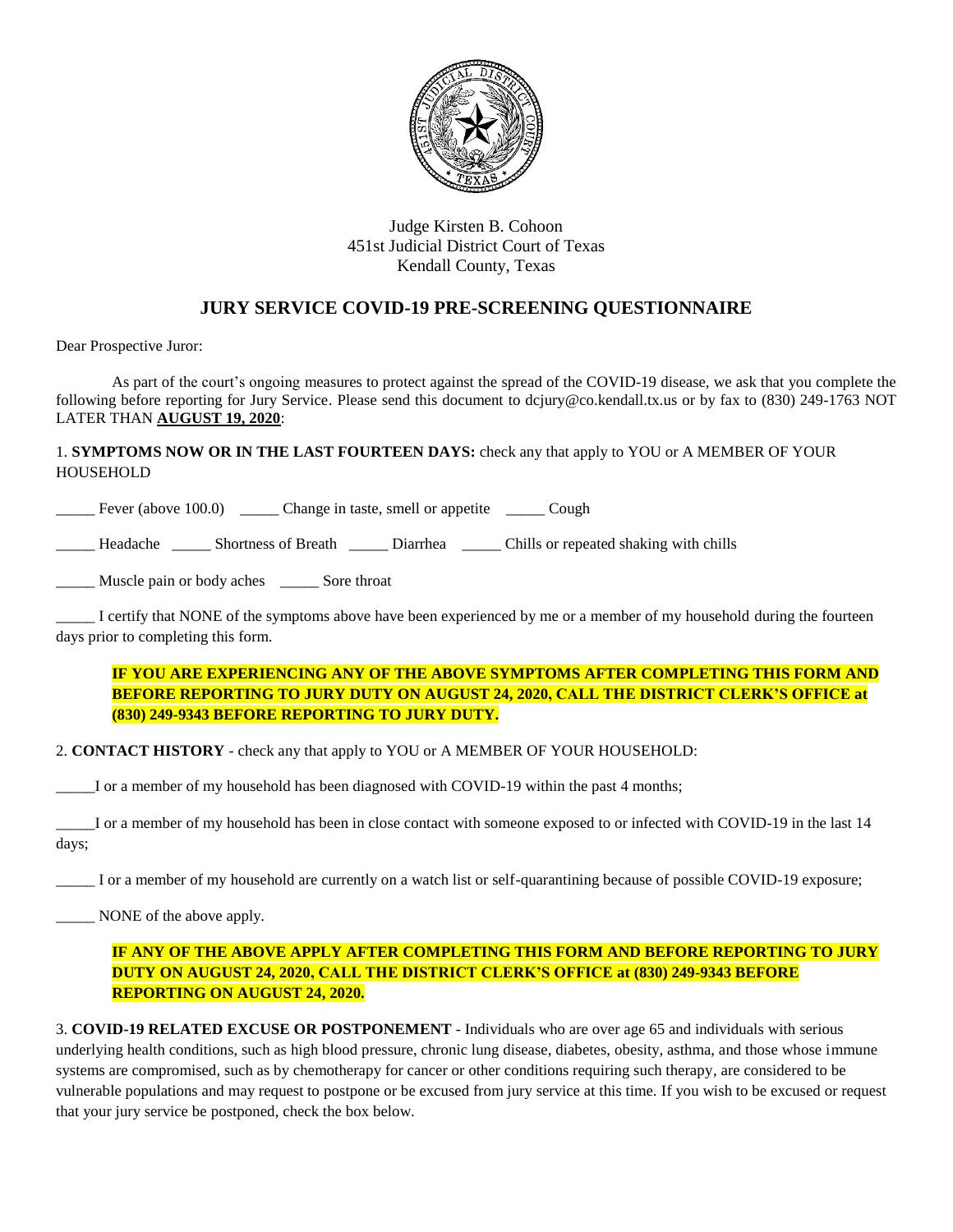Judge Kirsten B. Cohoon
451st Judicial District Court of Texas
Kendall County, Texas

## JURY SERVICE COVID-19 PRE-SCREENING QUESTIONNAIRE

Dear Prospective Juror:

As part of the court's ongoing measures to protect against the spread of the COVID-19 disease, we ask that you complete the following before reporting for Jury Service. Please send this document to dcjury@co.kendall.tx.us or by fax to (830) 249-1763 NOT LATER THAN **AUGUST 19, 2020**:

1. **SYMPTOMS NOW OR IN THE LAST FOURTEEN DAYS:** check any that apply to YOU or A MEMBER OF YOUR HOUSEHOLD

_____ Fever (above 100.0) _____ Change in taste, smell or appetite _____ Cough

_____ Headache _____ Shortness of Breath _____ Diarrhea _____ Chills or repeated shaking with chills

_____ Muscle pain or body aches _____ Sore throat

_____ I certify that NONE of the symptoms above have been experienced by me or a member of my household during the fourteen days prior to completing this form.

**IF YOU ARE EXPERIENCING ANY OF THE ABOVE SYMPTOMS AFTER COMPLETING THIS FORM AND BEFORE REPORTING TO JURY DUTY ON AUGUST 24, 2020, CALL THE DISTRICT CLERK'S OFFICE at (830) 249-9343 BEFORE REPORTING TO JURY DUTY.**

2. **CONTACT HISTORY** - check any that apply to YOU or A MEMBER OF YOUR HOUSEHOLD:

_____I or a member of my household has been diagnosed with COVID-19 within the past 4 months;

_____I or a member of my household has been in close contact with someone exposed to or infected with COVID-19 in the last 14 days;

_____ I or a member of my household are currently on a watch list or self-quarantining because of possible COVID-19 exposure;

_____ NONE of the above apply.

**IF ANY OF THE ABOVE APPLY AFTER COMPLETING THIS FORM AND BEFORE REPORTING TO JURY DUTY ON AUGUST 24, 2020, CALL THE DISTRICT CLERK'S OFFICE at (830) 249-9343 BEFORE REPORTING ON AUGUST 24, 2020.**

3. **COVID-19 RELATED EXCUSE OR POSTPONEMENT** - Individuals who are over age 65 and individuals with serious underlying health conditions, such as high blood pressure, chronic lung disease, diabetes, obesity, asthma, and those whose immune systems are compromised, such as by chemotherapy for cancer or other conditions requiring such therapy, are considered to be vulnerable populations and may request to postpone or be excused from jury service at this time. If you wish to be excused or request that your jury service be postponed, check the box below.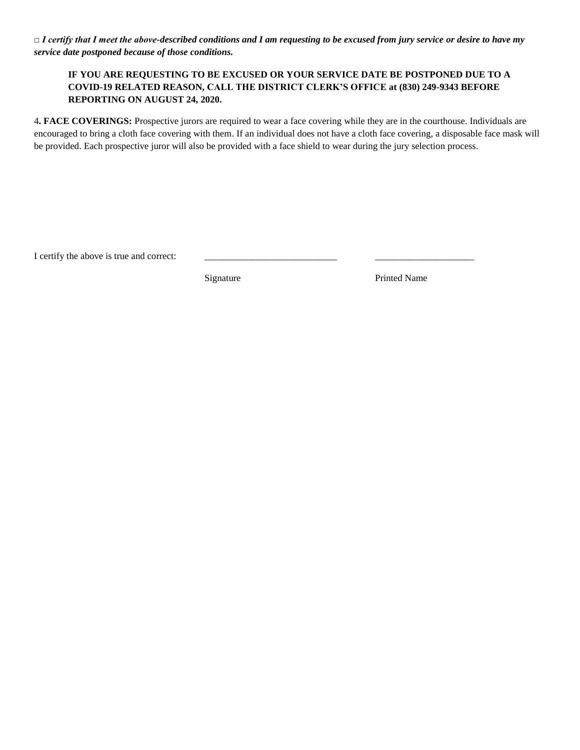□ ***I certify that I meet the above-described conditions and I am requesting to be excused from jury service or desire to have my service date postponed because of those conditions.***

**IF YOU ARE REQUESTING TO BE EXCUSED OR YOUR SERVICE DATE BE POSTPONED DUE TO A COVID-19 RELATED REASON, CALL THE DISTRICT CLERK'S OFFICE at (830) 249-9343 BEFORE REPORTING ON AUGUST 24, 2020.**

4**. FACE COVERINGS:** Prospective jurors are required to wear a face covering while they are in the courthouse. Individuals are encouraged to bring a cloth face covering with them. If an individual does not have a cloth face covering, a disposable face mask will be provided. Each prospective juror will also be provided with a face shield to wear during the jury selection process.

I certify the above is true and correct: ____________________________ ______________________

Signature Printed Name